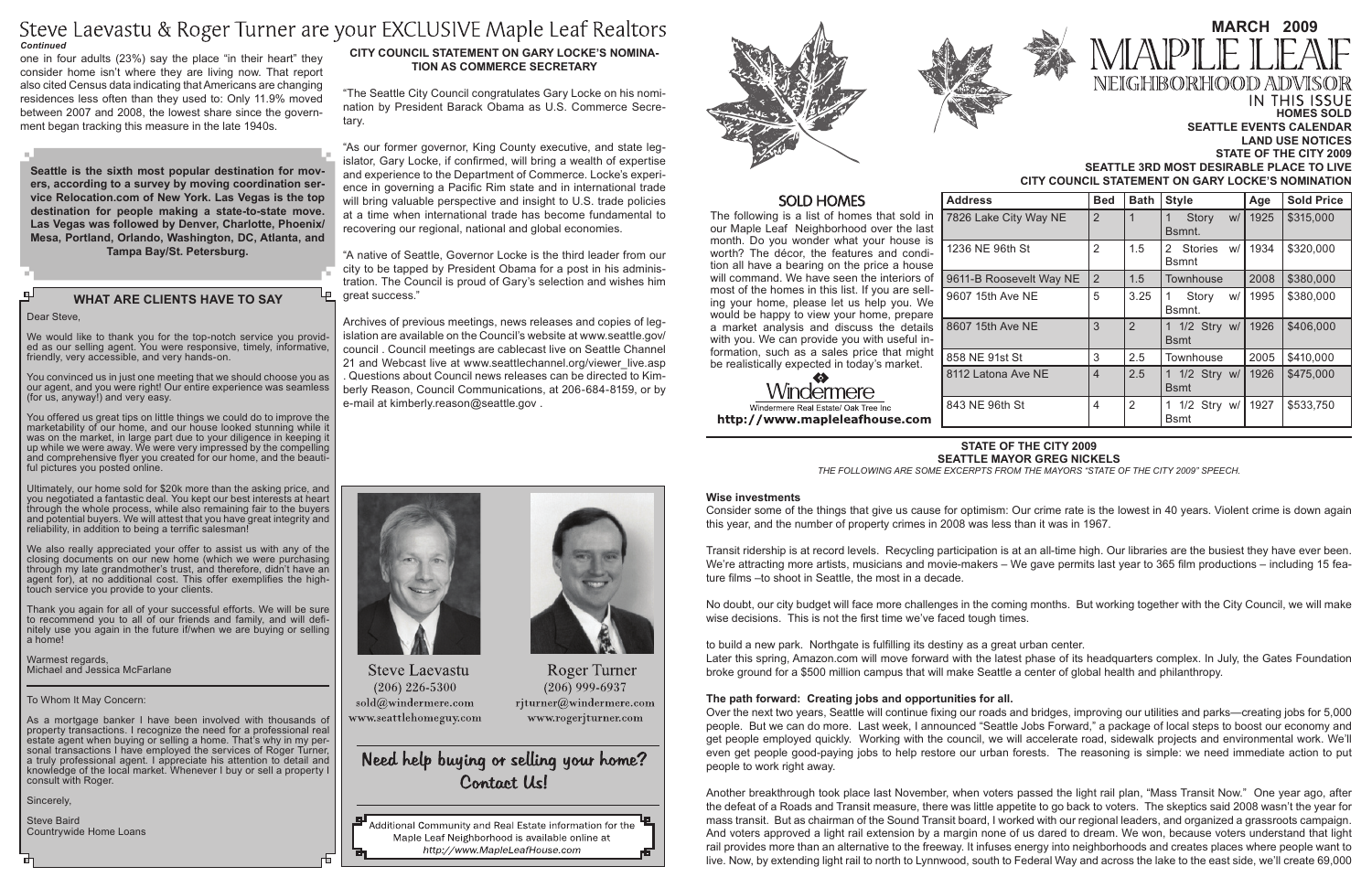# Steve Laevastu & Roger Turner are your EXCLUSIVE Maple Leaf Realtors

*Continued*

one in four adults (23%) say the place "in their heart" they consider home isn't where they are living now. That report also cited Census data indicating that Americans are changing residences less often than they used to: Only 11.9% moved between 2007 and 2008, the lowest share since the government began tracking this measure in the late 1940s.

**Seattle is the sixth most popular destination for movers, according to a survey by moving coordination service Relocation.com of New York. Las Vegas is the top destination for people making a state-to-state move. Las Vegas was followed by Denver, Charlotte, Phoenix/ Mesa, Portland, Orlando, Washington, DC, Atlanta, and Tampa Bay/St. Petersburg.**

## WHAT ARE CLIENTS HAVE TO SAY

Dear Steve,

We would like to thank you for the top-notch service you provided as our selling agent. You were responsive, timely, informative, friendly, very accessible, and very hands-on.

You convinced us in just one meeting that we should choose you as our agent, and you were right! Our entire experience was seamless (for us, anyway!) and very easy.

You offered us great tips on little things we could do to improve the marketability of our home, and our house looked stunning while it was on the market, in large part due to your diligence in keeping it up while we were away. We were very impressed by the compelling and comprehensive flyer you created for our home, and the beautiful pictures you posted online.

Ultimately, our home sold for $20k more than the asking price, and you negotiated a fantastic deal. You kept our best interests at heart through the whole process, while also remaining fair to the buyers and potential buyers. We will attest that you have great integrity and reliability, in addition to being a terrific salesman!

We also really appreciated your offer to assist us with any of the closing documents on our new home (which we were purchasing through my late grandmother's trust, and therefore, didn't have an agent for), at no additional cost. This offer exemplifies the high-touch service you provide to your clients.

Thank you again for all of your successful efforts. We will be sure to recommend you to all of our friends and family, and will definitely use you again in the future if/when we are buying or selling a home!

Warmest regards,
Michael and Jessica McFarlane

To Whom It May Concern:

As a mortgage banker I have been involved with thousands of property transactions. I recognize the need for a professional real estate agent when buying or selling a home. That's why in my personal transactions I have employed the services of Roger Turner, a truly professional agent. I appreciate his attention to detail and knowledge of the local market. Whenever I buy or sell a property I consult with Roger.

Sincerely,

Steve Baird
Countrywide Home Loans

## CITY COUNCIL STATEMENT ON GARY LOCKE'S NOMINATION AS COMMERCE SECRETARY

"The Seattle City Council congratulates Gary Locke on his nomination by President Barack Obama as U.S. Commerce Secretary.

"As our former governor, King County executive, and state legislator, Gary Locke, if confirmed, will bring a wealth of expertise and experience to the Department of Commerce. Locke's experience in governing a Pacific Rim state and in international trade will bring valuable perspective and insight to U.S. trade policies at a time when international trade has become fundamental to recovering our regional, national and global economies.

"A native of Seattle, Governor Locke is the third leader from our city to be tapped by President Obama for a post in his administration. The Council is proud of Gary's selection and wishes him great success."

Archives of previous meetings, news releases and copies of legislation are available on the Council's website at www.seattle.gov/council . Council meetings are cablecast live on Seattle Channel 21 and Webcast live at www.seattlechannel.org/viewer_live.asp . Questions about Council news releases can be directed to Kimberly Reason, Council Communications, at 206-684-8159, or by e-mail at kimberly.reason@seattle.gov .

Steve Laevastu
(206) 226-5300
sold@windermere.com
www.seattlehomeguy.com

Roger Turner
(206) 999-6937
rjturner@windermere.com
www.rogerjturner.com

**Need help buying or selling your home? Contact Us!**

Additional Community and Real Estate information for the Maple Leaf Neighborhood is available online at *http://www.MapleLeafHouse.com*

# MARCH 2009
# MAPLE LEAF NEIGHBORHOOD ADVISOR

**IN THIS ISSUE**
**HOMES SOLD**
**SEATTLE EVENTS CALENDAR**
**LAND USE NOTICES**
**STATE OF THE CITY 2009**
**SEATTLE 3RD MOST DESIRABLE PLACE TO LIVE**
**CITY COUNCIL STATEMENT ON GARY LOCKE'S NOMINATION**

## SOLD HOMES

The following is a list of homes that sold in our Maple Leaf Neighborhood over the last month. Do you wonder what your house is worth? The décor, the features and condition all have a bearing on the price a house will command. We have seen the interiors of most of the homes in this list. If you are selling your home, please let us help you. We would be happy to view your home, prepare a market analysis and discuss the details with you. We can provide you with useful information, such as a sales price that might be realistically expected in today's market.

Windermere
Windermere Real Estate/ Oak Tree Inc
**http://www.mapleleafhouse.com**

| Address | Bed | Bath | Style | Age | Sold Price |
|---|---|---|---|---|---|
| 7826 Lake City Way NE | 2 | 1 | 1 Story w/ Bsmnt. | 1925 | $315,000 |
| 1236 NE 96th St | 2 | 1.5 | 2 Stories w/ Bsmnt | 1934 | $320,000 |
| 9611-B Roosevelt Way NE | 2 | 1.5 | Townhouse | 2008 | $380,000 |
| 9607 15th Ave NE | 5 | 3.25 | 1 Story w/ Bsmnt. | 1995 | $380,000 |
| 8607 15th Ave NE | 3 | 2 | 1 1/2 Stry w/ Bsmt | 1926 | $406,000 |
| 858 NE 91st St | 3 | 2.5 | Townhouse | 2005 | $410,000 |
| 8112 Latona Ave NE | 4 | 2.5 | 1 1/2 Stry w/ Bsmt | 1926 | $475,000 |
| 843 NE 96th St | 4 | 2 | 1 1/2 Stry w/ Bsmt | 1927 | $533,750 |

## STATE OF THE CITY 2009
## SEATTLE MAYOR GREG NICKELS

*THE FOLLOWING ARE SOME EXCERPTS FROM THE MAYORS "STATE OF THE CITY 2009" SPEECH.*

**Wise investments**

Consider some of the things that give us cause for optimism: Our crime rate is the lowest in 40 years. Violent crime is down again this year, and the number of property crimes in 2008 was less than it was in 1967.

Transit ridership is at record levels. Recycling participation is at an all-time high. Our libraries are the busiest they have ever been. We're attracting more artists, musicians and movie-makers – We gave permits last year to 365 film productions – including 15 feature films –to shoot in Seattle, the most in a decade.

No doubt, our city budget will face more challenges in the coming months. But working together with the City Council, we will make wise decisions. This is not the first time we've faced tough times.

to build a new park. Northgate is fulfilling its destiny as a great urban center.
Later this spring, Amazon.com will move forward with the latest phase of its headquarters complex. In July, the Gates Foundation broke ground for a $500 million campus that will make Seattle a center of global health and philanthropy.

**The path forward: Creating jobs and opportunities for all.**

Over the next two years, Seattle will continue fixing our roads and bridges, improving our utilities and parks—creating jobs for 5,000 people. But we can do more. Last week, I announced "Seattle Jobs Forward," a package of local steps to boost our economy and get people employed quickly. Working with the council, we will accelerate road, sidewalk projects and environmental work. We'll even get people good-paying jobs to help restore our urban forests. The reasoning is simple: we need immediate action to put people to work right away.

Another breakthrough took place last November, when voters passed the light rail plan, "Mass Transit Now." One year ago, after the defeat of a Roads and Transit measure, there was little appetite to go back to voters. The skeptics said 2008 wasn't the year for mass transit. But as chairman of the Sound Transit board, I worked with our regional leaders, and organized a grassroots campaign. And voters approved a light rail extension by a margin none of us dared to dream. We won, because voters understand that light rail provides more than an alternative to the freeway. It infuses energy into neighborhoods and creates places where people want to live. Now, by extending light rail to north to Lynnwood, south to Federal Way and across the lake to the east side, we'll create 69,000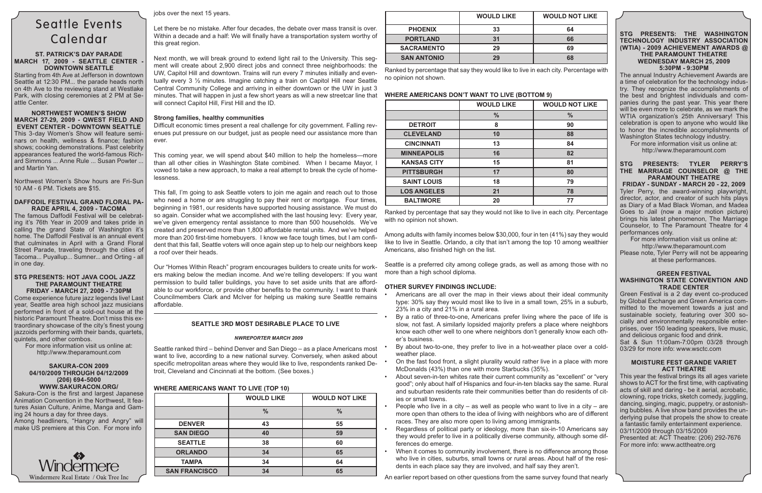# Seattle Events Calendar

**ST. PATRICK'S DAY PARADE**
**MARCH 17, 2009 - SEATTLE CENTER - DOWNTOWN SEATTLE**

Starting from 4th Ave at Jefferson in downtown Seattle at 12:30 PM... the parade heads north on 4th Ave to the reviewing stand at Westlake Park, with closing ceremonies at 2 PM at Seattle Center.

**NORTHWEST WOMEN'S SHOW**
**MARCH 27-29, 2009 - QWEST FIELD AND EVENT CENTER - DOWNTOWN SEATTLE**

This 3-day Women's Show will feature seminars on health, wellness & finance; fashion shows; cooking demonstrations. Past celebrity appearances featured the world-famous Richard Simmons ... Anne Rule ... Susan Powter ... and Martin Yan.

Northwest Women's Show hours are Fri-Sun 10 AM - 6 PM. Tickets are $15.

**DAFFODIL FESTIVAL GRAND FLORAL PARADE APRIL 4, 2009 - TACOMA**

The famous Daffodil Festival will be celebrating it's 76th Year in 2009 and takes pride in calling the grand State of Washington it's home. The Daffodil Festival is an annual event that culminates in April with a Grand Floral Street Parade, traveling through the cities of Tacoma... Puyallup... Sumner... and Orting - all in one day.

**STG PRESENTS: HOT JAVA COOL JAZZ**
**THE PARAMOUNT THEATRE**
**FRIDAY - MARCH 27, 2009 - 7:30PM**

Come experience future jazz legends live! Last year, Seattle area high school jazz musicians performed in front of a sold-out house at the historic Paramount Theatre. Don't miss this extraordinary showcase of the city's finest young jazzoids performing with their bands, quartets, quintets, and other combos.

For more information visit us online at: http://www.theparamount.com

**SAKURA-CON 2009**
**04/10/2009 THROUGH 04/12/2009**
**(206) 694-5000**
**WWW.SAKURACON.ORG/**

Sakura-Con is the first and largest Japanese Animation Convention in the Northwest, It features Asian Culture, Anime, Manga and Gaming 24 hours a day for three days.

Among headliners, "Hangry and Angry" will make US premiere at this Con. For more info

Windermere
Windermere Real Estate / Oak Tree Inc

jobs over the next 15 years.

Let there be no mistake. After four decades, the debate over mass transit is over. Within a decade and a half: We will finally have a transportation system worthy of this great region.

Next month, we will break ground to extend light rail to the University. This segment will create about 2,900 direct jobs and connect three neighborhoods: the UW, Capitol Hill and downtown. Trains will run every 7 minutes initially and eventually every 3 ½ minutes. Imagine catching a train on Capitol Hill near Seattle Central Community College and arriving in either downtown or the UW in just 3 minutes. That will happen in just a few short years as will a new streetcar line that will connect Capitol Hill, First Hill and the ID.

**Strong families, healthy communities**

Difficult economic times present a real challenge for city government. Falling revenues put pressure on our budget, just as people need our assistance more than ever.

This coming year, we will spend about $40 million to help the homeless—more than all other cities in Washington State combined. When I became Mayor, I vowed to take a new approach, to make a real attempt to break the cycle of homelessness.

This fall, I'm going to ask Seattle voters to join me again and reach out to those who need a home or are struggling to pay their rent or mortgage. Four times, beginning in 1981, our residents have supported housing assistance. We must do so again. Consider what we accomplished with the last housing levy: Every year, we've given emergency rental assistance to more than 500 households. We've created and preserved more than 1,800 affordable rental units. And we've helped more than 200 first-time homebuyers. I know we face tough times, but I am confident that this fall, Seattle voters will once again step up to help our neighbors keep a roof over their heads.

Our "Homes Within Reach" program encourages builders to create units for workers making below the median income. And we're telling developers: If you want permission to build taller buildings, you have to set aside units that are affordable to our workforce, or provide other benefits to the community. I want to thank Councilmembers Clark and McIver for helping us making sure Seattle remains affordable.

---

## SEATTLE 3RD MOST DESIRABLE PLACE TO LIVE

***NWREPORTER MARCH 2009***

Seattle ranked third – behind Denver and San Diego – as a place Americans most want to live, according to a new national survey. Conversely, when asked about specific metropolitan areas where they would like to live, respondents ranked Detroit, Cleveland and Cincinnati at the bottom. (See boxes.)

**WHERE AMERICANS WANT TO LIVE (TOP 10)**

| | WOULD LIKE | WOULD NOT LIKE |
|---|---|---|
| | % | % |
| DENVER | 43 | 55 |
| SAN DIEGO | 40 | 59 |
| SEATTLE | 38 | 60 |
| ORLANDO | 34 | 65 |
| TAMPA | 34 | 64 |
| SAN FRANCISCO | 34 | 65 |
| PHOENIX | 33 | 64 |
| PORTLAND | 31 | 66 |
| SACRAMENTO | 29 | 69 |
| SAN ANTONIO | 29 | 68 |

Ranked by percentage that say they would like to live in each city. Percentage with no opinion not shown.

**WHERE AMERICANS DON'T WANT TO LIVE (BOTTOM 9)**

| | WOULD LIKE | WOULD NOT LIKE |
|---|---|---|
| | % | % |
| DETROIT | 8 | 90 |
| CLEVELAND | 10 | 88 |
| CINCINNATI | 13 | 84 |
| MINNEAPOLIS | 16 | 82 |
| KANSAS CITY | 15 | 81 |
| PITTSBURGH | 17 | 80 |
| SAINT LOUIS | 18 | 79 |
| LOS ANGELES | 21 | 78 |
| BALTIMORE | 20 | 77 |

Ranked by percentage that say they would not like to live in each city. Percentage with no opinion not shown.

Among adults with family incomes below $30,000, four in ten (41%) say they would like to live in Seattle. Orlando, a city that isn't among the top 10 among wealthier Americans, also finished high on the list.

Seattle is a preferred city among college grads, as well as among those with no more than a high school diploma.

**OTHER SURVEY FINDINGS INCLUDE:**

- Americans are all over the map in their views about their ideal community type: 30% say they would most like to live in a small town, 25% in a suburb, 23% in a city and 21% in a rural area.
- By a ratio of three-to-one, Americans prefer living where the pace of life is slow, not fast. A similarly lopsided majority prefers a place where neighbors know each other well to one where neighbors don't generally know each other's business.
- By about two-to-one, they prefer to live in a hot-weather place over a cold-weather place.
- On the fast food front, a slight plurality would rather live in a place with more McDonalds (43%) than one with more Starbucks (35%).
- About seven-in-ten whites rate their current community as "excellent" or "very good"; only about half of Hispanics and four-in-ten blacks say the same. Rural and suburban residents rate their communities better than do residents of cities or small towns.
- People who live in a city – as well as people who want to live in a city – are more open than others to the idea of living with neighbors who are of different races. They are also more open to living among immigrants.
- Regardless of political party or ideology, more than six-in-10 Americans say they would prefer to live in a politically diverse community, although some differences do emerge.
- When it comes to community involvement, there is no difference among those who live in cities, suburbs, small towns or rural areas. About half of the residents in each place say they are involved, and half say they aren't.

An earlier report based on other questions from the same survey found that nearly

**STG PRESENTS: THE WASHINGTON TECHNOLOGY INDUSTRY ASSOCIATION (WTIA) - 2009 ACHIEVEMENT AWARDS @ THE PARAMOUNT THEATRE**
**WEDNESDAY MARCH 25, 2009**
**5:30PM - 9:30PM**

The annual Industry Achievement Awards are a time of celebration for the technology industry. They recognize the accomplishments of the best and brightest individuals and companies during the past year. This year there will be even more to celebrate, as we mark the WTIA organization's 25th Anniversary! This celebration is open to anyone who would like to honor the incredible accomplishments of Washington States technology industry.

For more information visit us online at: http://www.theparamount.com

**STG PRESENTS: TYLER PERRY'S THE MARRIAGE COUNSELOR @ THE PARAMOUNT THEATRE**
**FRIDAY - SUNDAY - MARCH 20 - 22, 2009**

Tyler Perry, the award-winning playwright, director, actor, and creator of such hits plays as Diary of a Mad Black Woman, and Madea Goes to Jail (now a major motion picture) brings his latest phenomenon, The Marriage Counselor, to The Paramount Theatre for 4 performances only.

For more information visit us online at: http://www.theparamount.com

Please note, Tyler Perry will not be appearing at these performances.

**GREEN FESTIVAL**
**WASHINGTON STATE CONVENTION AND TRADE CENTER**

Green Festival is a 2 day event co-produced by Global Exchange and Green America committed to the movement towards a just and sustainable society, featuring over 300 socially and environmentally responsible enterprises, over 150 leading speakers, live music, and delicious organic food and drink.

Sat & Sun 11:00am-7:00pm 03/28 through 03/29 for more info: www.wsctc.com

**MOISTURE FEST GRANDE VARIET ACT THEATRE**

This year the festival brings its all ages variete shows to ACT for the first time, with captivating acts of skill and daring - be it aerial, acrobatic, clowning, rope tricks, sketch comedy, juggling, dancing, singing, magic, puppetry, or astonishing bubbles. A live show band provides the underlying pulse that propels the show to create a fantastic family entertainment experience.

03/11/2009 through 03/15/2009

Presented at: ACT Theatre: (206) 292-7676

For more info: www.acttheatre.org